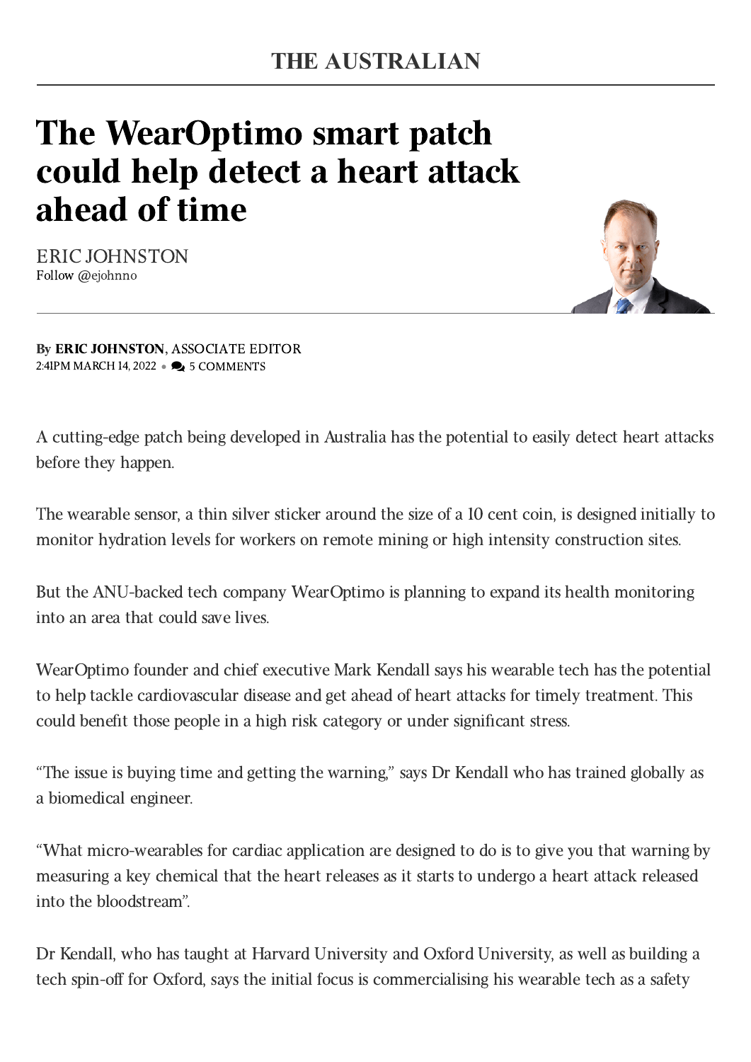THE AUSTRALIAN

# The WearOptimo smart patch could help detect a heart attack ahead of time

ERIC JOHNSTON
Follow @ejohnno

By **ERIC JOHNSTON**, ASSOCIATE EDITOR
2:41PM MARCH 14, 2022 • 5 COMMENTS

A cutting-edge patch being developed in Australia has the potential to easily detect heart attacks before they happen.

The wearable sensor, a thin silver sticker around the size of a 10 cent coin, is designed initially to monitor hydration levels for workers on remote mining or high intensity construction sites.

But the ANU-backed tech company WearOptimo is planning to expand its health monitoring into an area that could save lives.

WearOptimo founder and chief executive Mark Kendall says his wearable tech has the potential to help tackle cardiovascular disease and get ahead of heart attacks for timely treatment. This could benefit those people in a high risk category or under significant stress.

"The issue is buying time and getting the warning," says Dr Kendall who has trained globally as a biomedical engineer.

"What micro-wearables for cardiac application are designed to do is to give you that warning by measuring a key chemical that the heart releases as it starts to undergo a heart attack released into the bloodstream".

Dr Kendall, who has taught at Harvard University and Oxford University, as well as building a tech spin-off for Oxford, says the initial focus is commercialising his wearable tech as a safety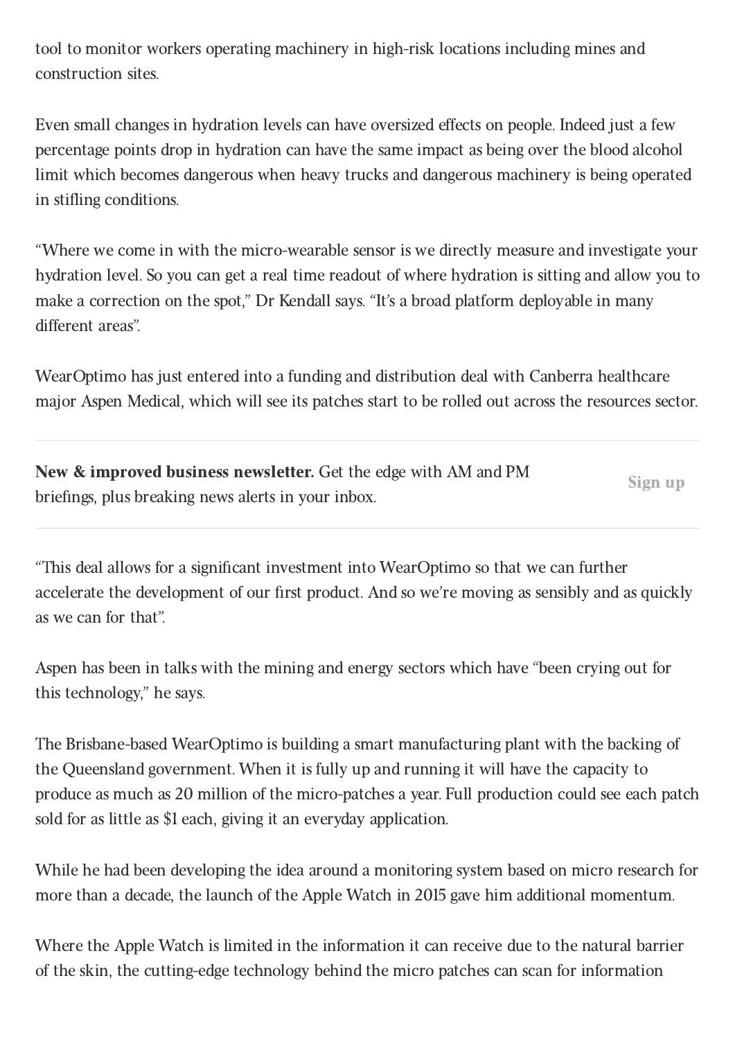tool to monitor workers operating machinery in high-risk locations including mines and construction sites.

Even small changes in hydration levels can have oversized effects on people. Indeed just a few percentage points drop in hydration can have the same impact as being over the blood alcohol limit which becomes dangerous when heavy trucks and dangerous machinery is being operated in stifling conditions.

"Where we come in with the micro-wearable sensor is we directly measure and investigate your hydration level. So you can get a real time readout of where hydration is sitting and allow you to make a correction on the spot," Dr Kendall says. "It's a broad platform deployable in many different areas".

WearOptimo has just entered into a funding and distribution deal with Canberra healthcare major Aspen Medical, which will see its patches start to be rolled out across the resources sector.

**New & improved business newsletter.** Get the edge with AM and PM briefings, plus breaking news alerts in your inbox. Sign up

"This deal allows for a significant investment into WearOptimo so that we can further accelerate the development of our first product. And so we're moving as sensibly and as quickly as we can for that".

Aspen has been in talks with the mining and energy sectors which have "been crying out for this technology," he says.

The Brisbane-based WearOptimo is building a smart manufacturing plant with the backing of the Queensland government. When it is fully up and running it will have the capacity to produce as much as 20 million of the micro-patches a year. Full production could see each patch sold for as little as $1 each, giving it an everyday application.

While he had been developing the idea around a monitoring system based on micro research for more than a decade, the launch of the Apple Watch in 2015 gave him additional momentum.

Where the Apple Watch is limited in the information it can receive due to the natural barrier of the skin, the cutting-edge technology behind the micro patches can scan for information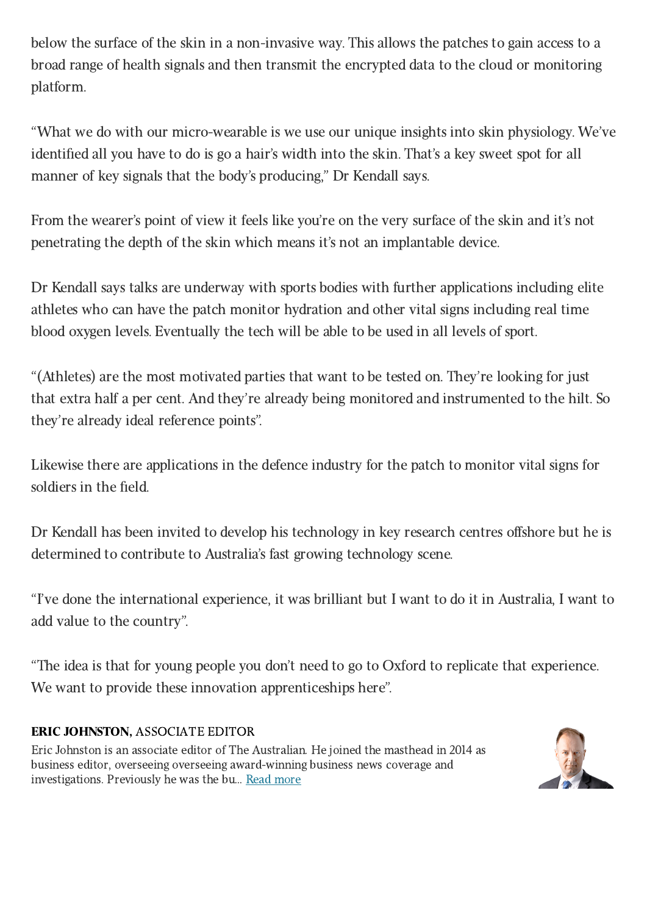below the surface of the skin in a non-invasive way. This allows the patches to gain access to a broad range of health signals and then transmit the encrypted data to the cloud or monitoring platform.

"What we do with our micro-wearable is we use our unique insights into skin physiology. We've identified all you have to do is go a hair's width into the skin. That's a key sweet spot for all manner of key signals that the body's producing," Dr Kendall says.

From the wearer's point of view it feels like you're on the very surface of the skin and it's not penetrating the depth of the skin which means it's not an implantable device.

Dr Kendall says talks are underway with sports bodies with further applications including elite athletes who can have the patch monitor hydration and other vital signs including real time blood oxygen levels. Eventually the tech will be able to be used in all levels of sport.

"(Athletes) are the most motivated parties that want to be tested on. They're looking for just that extra half a per cent. And they're already being monitored and instrumented to the hilt. So they're already ideal reference points".

Likewise there are applications in the defence industry for the patch to monitor vital signs for soldiers in the field.

Dr Kendall has been invited to develop his technology in key research centres offshore but he is determined to contribute to Australia's fast growing technology scene.

"I've done the international experience, it was brilliant but I want to do it in Australia, I want to add value to the country".

"The idea is that for young people you don't need to go to Oxford to replicate that experience. We want to provide these innovation apprenticeships here".

**ERIC JOHNSTON,** ASSOCIATE EDITOR

Eric Johnston is an associate editor of The Australian. He joined the masthead in 2014 as business editor, overseeing overseeing award-winning business news coverage and investigations. Previously he was the bu... Read more